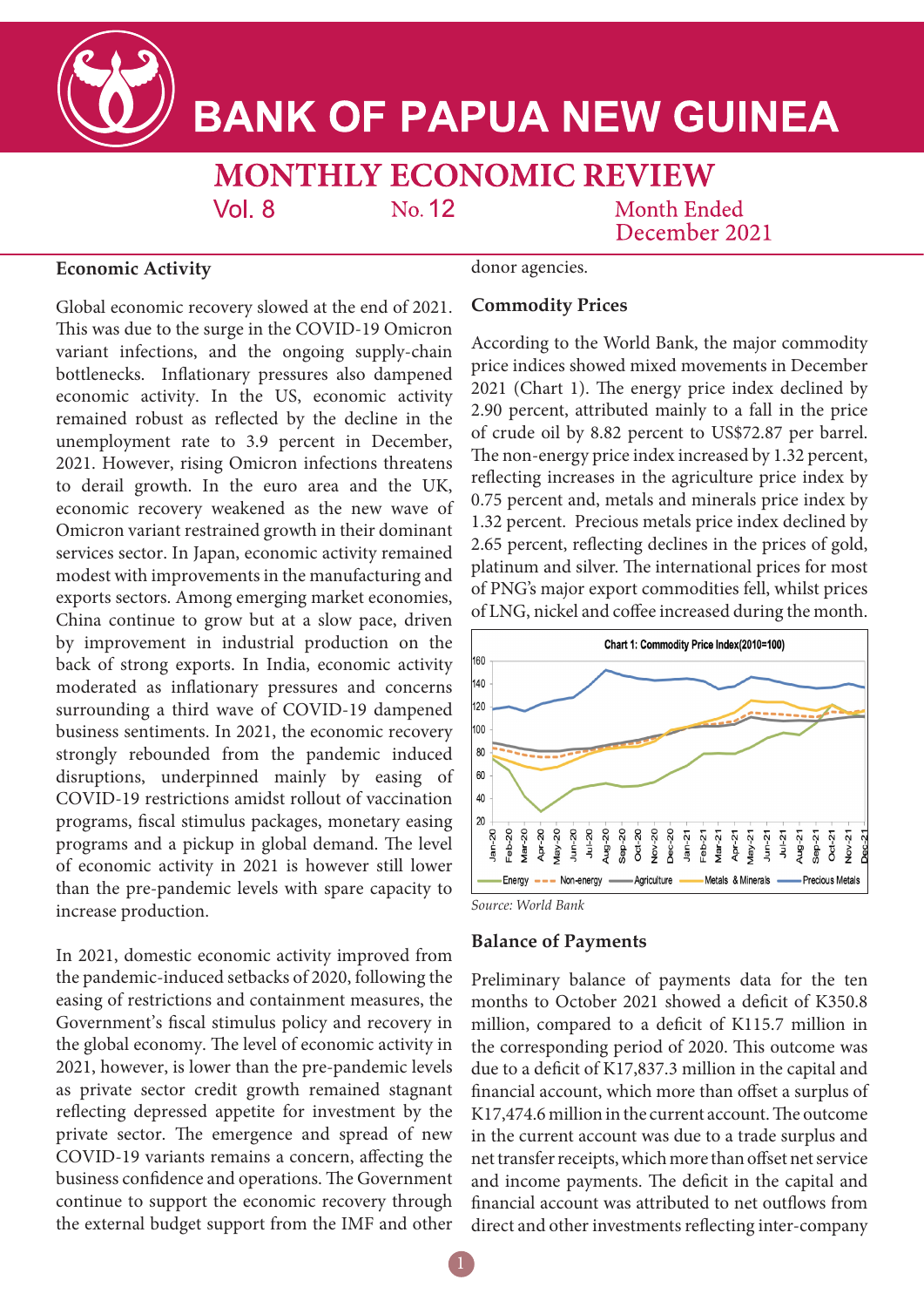# BANK OF PAPUA NEW GUINEA

## MONTHLY ECONOMIC REVIEW

Vol. 8 No. 12 Month Ended December 2021

### Economic Activity

Global economic recovery slowed at the end of 2021. This was due to the surge in the COVID-19 Omicron variant infections, and the ongoing supply-chain bottlenecks. Inflationary pressures also dampened economic activity. In the US, economic activity remained robust as reflected by the decline in the unemployment rate to 3.9 percent in December, 2021. However, rising Omicron infections threatens to derail growth. In the euro area and the UK, economic recovery weakened as the new wave of Omicron variant restrained growth in their dominant services sector. In Japan, economic activity remained modest with improvements in the manufacturing and exports sectors. Among emerging market economies, China continue to grow but at a slow pace, driven by improvement in industrial production on the back of strong exports. In India, economic activity moderated as inflationary pressures and concerns surrounding a third wave of COVID-19 dampened business sentiments. In 2021, the economic recovery strongly rebounded from the pandemic induced disruptions, underpinned mainly by easing of COVID-19 restrictions amidst rollout of vaccination programs, fiscal stimulus packages, monetary easing programs and a pickup in global demand. The level of economic activity in 2021 is however still lower than the pre-pandemic levels with spare capacity to increase production.

In 2021, domestic economic activity improved from the pandemic-induced setbacks of 2020, following the easing of restrictions and containment measures, the Government's fiscal stimulus policy and recovery in the global economy. The level of economic activity in 2021, however, is lower than the pre-pandemic levels as private sector credit growth remained stagnant reflecting depressed appetite for investment by the private sector. The emergence and spread of new COVID-19 variants remains a concern, affecting the business confidence and operations. The Government continue to support the economic recovery through the external budget support from the IMF and other donor agencies.

### Commodity Prices

According to the World Bank, the major commodity price indices showed mixed movements in December 2021 (Chart 1). The energy price index declined by 2.90 percent, attributed mainly to a fall in the price of crude oil by 8.82 percent to US$72.87 per barrel. The non-energy price index increased by 1.32 percent, reflecting increases in the agriculture price index by 0.75 percent and, metals and minerals price index by 1.32 percent. Precious metals price index declined by 2.65 percent, reflecting declines in the prices of gold, platinum and silver. The international prices for most of PNG's major export commodities fell, whilst prices of LNG, nickel and coffee increased during the month.

**Chart 1: Commodity Price Index(2010=100)**

*Source: World Bank*

### Balance of Payments

Preliminary balance of payments data for the ten months to October 2021 showed a deficit of K350.8 million, compared to a deficit of K115.7 million in the corresponding period of 2020. This outcome was due to a deficit of K17,837.3 million in the capital and financial account, which more than offset a surplus of K17,474.6 million in the current account. The outcome in the current account was due to a trade surplus and net transfer receipts, which more than offset net service and income payments. The deficit in the capital and financial account was attributed to net outflows from direct and other investments reflecting inter-company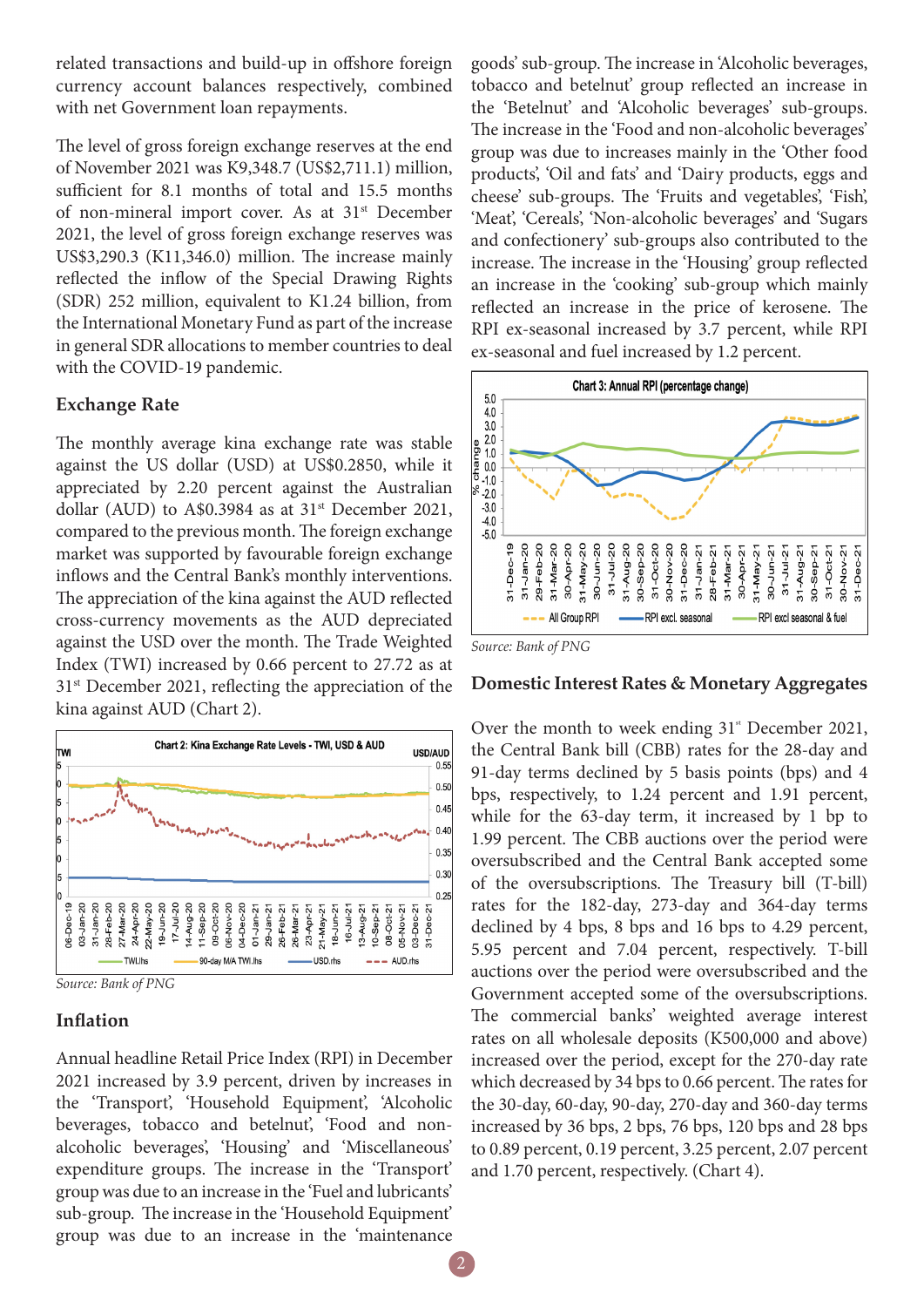related transactions and build-up in offshore foreign currency account balances respectively, combined with net Government loan repayments.

The level of gross foreign exchange reserves at the end of November 2021 was K9,348.7 (US$2,711.1) million, sufficient for 8.1 months of total and 15.5 months of non-mineral import cover. As at 31st December 2021, the level of gross foreign exchange reserves was US$3,290.3 (K11,346.0) million. The increase mainly reflected the inflow of the Special Drawing Rights (SDR) 252 million, equivalent to K1.24 billion, from the International Monetary Fund as part of the increase in general SDR allocations to member countries to deal with the COVID-19 pandemic.

### Exchange Rate

The monthly average kina exchange rate was stable against the US dollar (USD) at US$0.2850, while it appreciated by 2.20 percent against the Australian dollar (AUD) to A$0.3984 as at 31st December 2021, compared to the previous month. The foreign exchange market was supported by favourable foreign exchange inflows and the Central Bank's monthly interventions. The appreciation of the kina against the AUD reflected cross-currency movements as the AUD depreciated against the USD over the month. The Trade Weighted Index (TWI) increased by 0.66 percent to 27.72 as at 31st December 2021, reflecting the appreciation of the kina against AUD (Chart 2).

Chart 2: Kina Exchange Rate Levels - TWI, USD & AUD

*Source: Bank of PNG*

### Inflation

Annual headline Retail Price Index (RPI) in December 2021 increased by 3.9 percent, driven by increases in the 'Transport', 'Household Equipment', 'Alcoholic beverages, tobacco and betelnut', 'Food and non-alcoholic beverages', 'Housing' and 'Miscellaneous' expenditure groups. The increase in the 'Transport' group was due to an increase in the 'Fuel and lubricants' sub-group. The increase in the 'Household Equipment' group was due to an increase in the 'maintenance goods' sub-group. The increase in 'Alcoholic beverages, tobacco and betelnut' group reflected an increase in the 'Betelnut' and 'Alcoholic beverages' sub-groups. The increase in the 'Food and non-alcoholic beverages' group was due to increases mainly in the 'Other food products', 'Oil and fats' and 'Dairy products, eggs and cheese' sub-groups. The 'Fruits and vegetables', 'Fish', 'Meat', 'Cereals', 'Non-alcoholic beverages' and 'Sugars and confectionery' sub-groups also contributed to the increase. The increase in the 'Housing' group reflected an increase in the 'cooking' sub-group which mainly reflected an increase in the price of kerosene. The RPI ex-seasonal increased by 3.7 percent, while RPI ex-seasonal and fuel increased by 1.2 percent.

Chart 3: Annual RPI (percentage change)

*Source: Bank of PNG*

### Domestic Interest Rates & Monetary Aggregates

Over the month to week ending 31st December 2021, the Central Bank bill (CBB) rates for the 28-day and 91-day terms declined by 5 basis points (bps) and 4 bps, respectively, to 1.24 percent and 1.91 percent, while for the 63-day term, it increased by 1 bp to 1.99 percent. The CBB auctions over the period were oversubscribed and the Central Bank accepted some of the oversubscriptions. The Treasury bill (T-bill) rates for the 182-day, 273-day and 364-day terms declined by 4 bps, 8 bps and 16 bps to 4.29 percent, 5.95 percent and 7.04 percent, respectively. T-bill auctions over the period were oversubscribed and the Government accepted some of the oversubscriptions. The commercial banks' weighted average interest rates on all wholesale deposits (K500,000 and above) increased over the period, except for the 270-day rate which decreased by 34 bps to 0.66 percent. The rates for the 30-day, 60-day, 90-day, 270-day and 360-day terms increased by 36 bps, 2 bps, 76 bps, 120 bps and 28 bps to 0.89 percent, 0.19 percent, 3.25 percent, 2.07 percent and 1.70 percent, respectively. (Chart 4).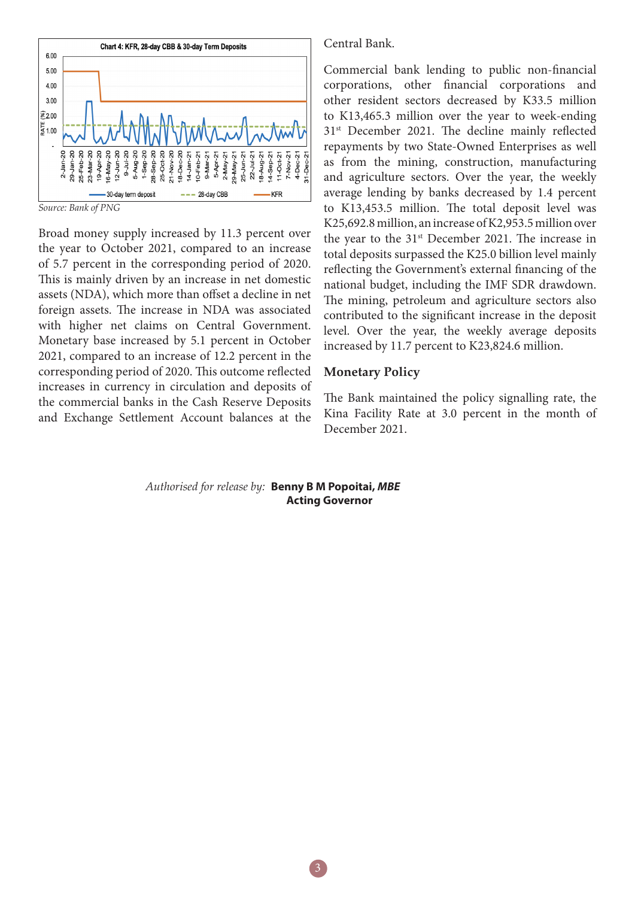Chart 4: KFR, 28-day CBB & 30-day Term Deposits

*Source: Bank of PNG*

Broad money supply increased by 11.3 percent over the year to October 2021, compared to an increase of 5.7 percent in the corresponding period of 2020. This is mainly driven by an increase in net domestic assets (NDA), which more than offset a decline in net foreign assets. The increase in NDA was associated with higher net claims on Central Government. Monetary base increased by 5.1 percent in October 2021, compared to an increase of 12.2 percent in the corresponding period of 2020. This outcome reflected increases in currency in circulation and deposits of the commercial banks in the Cash Reserve Deposits and Exchange Settlement Account balances at the Central Bank.

Commercial bank lending to public non-financial corporations, other financial corporations and other resident sectors decreased by K33.5 million to K13,465.3 million over the year to week-ending 31st December 2021. The decline mainly reflected repayments by two State-Owned Enterprises as well as from the mining, construction, manufacturing and agriculture sectors. Over the year, the weekly average lending by banks decreased by 1.4 percent to K13,453.5 million. The total deposit level was K25,692.8 million, an increase of K2,953.5 million over the year to the 31st December 2021. The increase in total deposits surpassed the K25.0 billion level mainly reflecting the Government's external financing of the national budget, including the IMF SDR drawdown. The mining, petroleum and agriculture sectors also contributed to the significant increase in the deposit level. Over the year, the weekly average deposits increased by 11.7 percent to K23,824.6 million.

## Monetary Policy

The Bank maintained the policy signalling rate, the Kina Facility Rate at 3.0 percent in the month of December 2021.

*Authorised for release by:* **Benny B M Popoitai, *MBE***
**Acting Governor**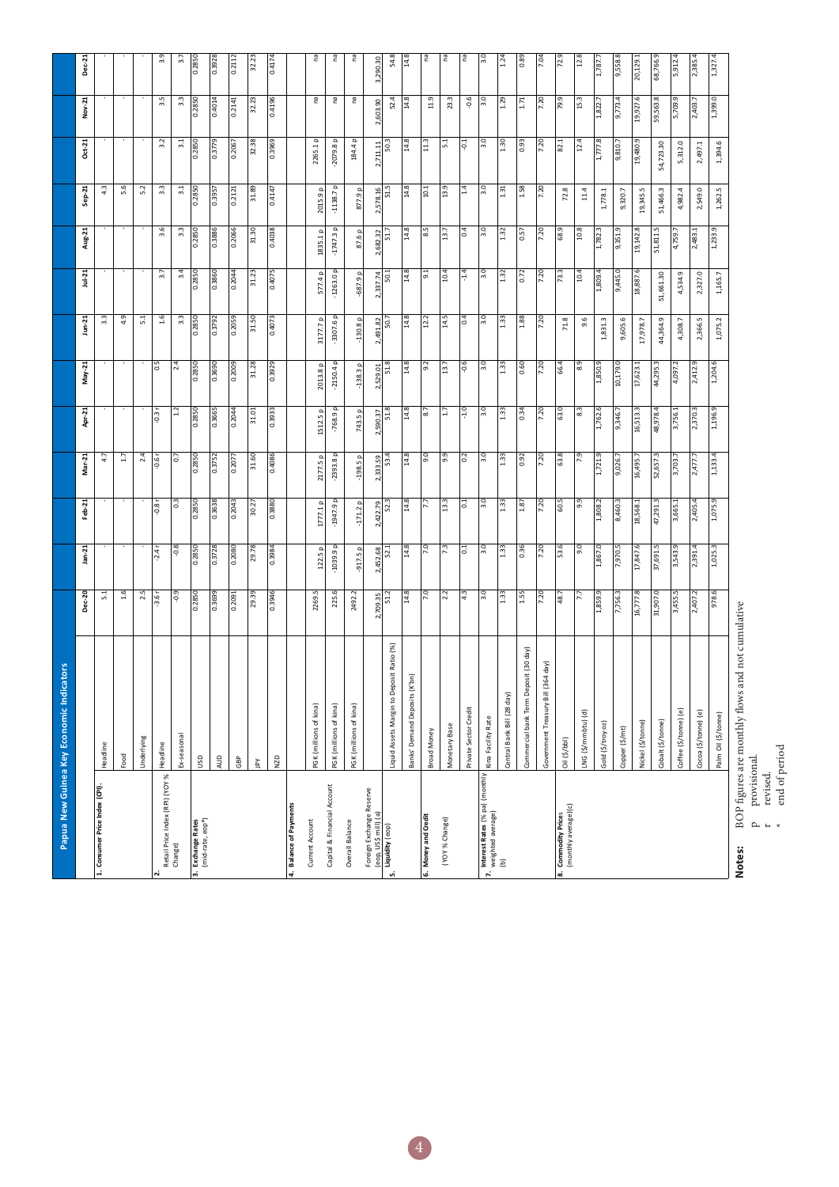## Papua New Guinea Key Economic Indicators

| | | Dec-20 | Jan-21 | Feb-21 | Mar-21 | Apr-21 | May-21 | Jun-21 | Jul-21 | Aug-21 | Sep-21 | Oct-21 | Nov-21 | Dec-21 |
|---|---|---|---|---|---|---|---|---|---|---|---|---|---|---|
| **1. Consumer Price Index (CPI).** | Headline | 5.1 | - | - | 4.7 | - | - | 3.3 | - | - | 4.3 | - | - | - |
| | Food | 1.6 | - | - | 1.7 | - | - | 4.9 | - | - | 5.6 | - | - | - |
| | Underlying | 2.5 | - | - | 2.4 | - | - | 5.1 | - | - | 5.2 | - | - | - |
| **2.** Retail Price Index (RPI) (YOY % Change) | Headline | -3.6 r | -2.4 r | -0.8 r | -0.6 r | -0.3 r | 0.5 | 1.6 | 3.7 | 3.6 | 3.3 | 3.2 | 3.5 | 3.9 |
| | Ex-seasonal | -0.9 | -0.8 | 0.3 | 0.7 | 1.2 | 2.4 | 3.3 | 3.4 | 3.3 | 3.1 | 3.1 | 3.3 | 3.7 |
| **3. Exchange Rates** (mid-rate, eop*) | USD | 0.2850 | 0.2850 | 0.2850 | 0.2850 | 0.2850 | 0.2850 | 0.2850 | 0.2850 | 0.2850 | 0.2850 | 0.2850 | 0.2850 | 0.2850 |
| | AUD | 0.3699 | 0.3728 | 0.3638 | 0.3752 | 0.3665 | 0.3690 | 0.3792 | 0.3860 | 0.3886 | 0.3957 | 0.3779 | 0.4014 | 0.3928 |
| | GBP | 0.2091 | 0.2080 | 0.2043 | 0.2077 | 0.2044 | 0.2009 | 0.2059 | 0.2044 | 0.2066 | 0.2121 | 0.2067 | 0.2141 | 0.2112 |
| | JPY | 29.39 | 29.78 | 30.27 | 31.60 | 31.01 | 31.28 | 31.50 | 31.23 | 31.30 | 31.89 | 32.38 | 32.23 | 32.23 |
| | NZD | 0.3946 | 0.3984 | 0.3880 | 0.4086 | 0.3933 | 0.3929 | 0.4073 | 0.4075 | 0.4038 | 0.4147 | 0.3969 | 0.4196 | 0.4174 |
| **4. Balance of Payments** | | | | | | | | | | | | | | |
| Current Account | PGK (millions of kina) | 2269.5 | 122.5 p | 1777.1 p | 2177.5 p | 1512.5 p | 2013.8 p | 3177.7 p | 577.4 p | 1835.1 p | 2015.9 p | 2265.1 p | na | na |
| Capital & Financial Account | PGK (millions of kina) | 225.6 | -1039.9 p | -1947.9 p | -2393.8 p | -768.9 p | -2150.4 p | -3307.6 p | -1263.0 p | -1747.3 p | -1138.7 p | -2079.8 p | na | na |
| Overall Balance | PGK (millions of kina) | 2492.2 | -917.5 p | -171.2 p | -198.5 p | 743.5 p | -138.3 p | -130.8 p | -687.9 p | 87.6 p | 877.9 p | 184.4 p | na | na |
| Foreign Exchange Reserve (eop, US$ mill) (a) | | 2,709.35 | 2,452.68 | 2,422.79 | 2,333.59 | 2,590.37 | 2,529.01 | 2,491.82 | 2,337.74 | 2,682.32 | 2,578.16 | 2,711.11 | 2,603.90 | 3,290.30 |
| **5. Liquidity** (eop) | Liquid Assets Margin to Deposit Ratio (%) | 51.2 | 52.1 | 52.3 | 53.4 | 51.8 | 51.8 | 50.7 | 50.1 | 51.7 | 51.5 | 50.3 | 52.4 | 54.8 |
| | Banks' Demand Deposits (K'bn) | 14.8 | 14.8 | 14.8 | 14.8 | 14.8 | 14.8 | 14.8 | 14.8 | 14.8 | 14.8 | 14.8 | 14.8 | 14.8 |
| **6. Money and Credit** | Broad Money | 7.0 | 7.0 | 7.7 | 9.0 | 8.7 | 9.2 | 12.2 | 9.1 | 8.5 | 10.1 | 11.3 | 11.9 | na |
| (YOY % Change) | Monetary Base | 2.2 | 7.3 | 13.3 | 9.9 | 1.7 | 13.7 | 14.5 | 10.4 | 13.7 | 13.9 | 5.1 | 23.3 | na |
| | Private Sector Credit | 4.3 | 0.1 | 0.1 | 0.2 | -1.0 | -0.6 | 0.4 | -1.4 | 0.4 | 1.4 | -0.1 | -0.6 | na |
| **7. Interest Rates** (% pa) (monthly weighted average) (b) | Kina Facility Rate | 3.0 | 3.0 | 3.0 | 3.0 | 3.0 | 3.0 | 3.0 | 3.0 | 3.0 | 3.0 | 3.0 | 3.0 | 3.0 |
| | Central Bank Bill (28 day) | 1.33 | 1.33 | 1.33 | 1.33 | 1.33 | 1.33 | 1.33 | 1.32 | 1.32 | 1.31 | 1.30 | 1.29 | 1.24 |
| | Commercial Bank Term Deposit (30 day) | 1.55 | 0.36 | 1.87 | 0.92 | 0.34 | 0.60 | 1.88 | 0.72 | 0.57 | 1.58 | 0.93 | 1.71 | 0.89 |
| | Government Treasury Bill (364 day) | 7.20 | 7.20 | 7.20 | 7.20 | 7.20 | 7.20 | 7.20 | 7.20 | 7.20 | 7.20 | 7.20 | 7.20 | 7.04 |
| **8. Commodity Prices** (monthly average) (c) | Oil ($/bbl) | 48.7 | 53.6 | 60.5 | 63.8 | 63.0 | 66.4 | 71.8 | 73.3 | 68.9 | 72.8 | 82.1 | 79.9 | 72.9 |
| | LNG ($/mmbtu) (d) | 7.7 | 9.0 | 9.9 | 7.9 | 8.3 | 8.9 | 9.6 | 10.4 | 10.8 | 11.4 | 12.4 | 15.3 | 12.8 |
| | Gold ($/troy oz) | 1,859.9 | 1,867.0 | 1,808.2 | 1,721.9 | 1,762.6 | 1,850.9 | 1,831.3 | 1,809.4 | 1,782.3 | 1,778.1 | 1,777.8 | 1,822.7 | 1,787.7 |
| | Copper ($/mt) | 7,756.3 | 7,970.5 | 8,460.3 | 9,026.7 | 9,346.7 | 10,179.0 | 9,605.6 | 9,445.0 | 9,351.9 | 9,320.7 | 9,810.7 | 9,773.4 | 9,558.8 |
| | Nickel ($/tonne) | 16,777.8 | 17,847.6 | 18,568.1 | 16,495.7 | 16,513.3 | 17,623.1 | 17,978.7 | 18,887.6 | 19,142.8 | 19,345.5 | 19,480.9 | 19,927.6 | 20,129.1 |
| | Cobalt ($/tonne) | 31,907.0 | 37,691.5 | 47,291.3 | 52,657.3 | 48,978.4 | 44,295.3 | 44,364.9 | 51,661.30 | 51,811.5 | 51,466.3 | 54,723.30 | 59,563.8 | 68,766.9 |
| | Coffee ($/tonne) (e) | 3,455.5 | 3,543.9 | 3,665.1 | 3,703.7 | 3,756.1 | 4,097.2 | 4,308.7 | 4,534.9 | 4,759.7 | 4,982.4 | 5,312.0 | 5,709.9 | 5,912.4 |
| | Cocoa ($/tonne) (e) | 2,407.2 | 2,391.4 | 2,405.4 | 2,477.7 | 2,370.3 | 2,412.9 | 2,366.5 | 2,327.0 | 2,483.1 | 2,549.0 | 2,497.1 | 2,403.7 | 2,385.4 |
| | Palm Oil ($/tonne) | 978.6 | 1,025.3 | 1,075.9 | 1,133.4 | 1,196.9 | 1,204.6 | 1,075.2 | 1,165.7 | 1,233.9 | 1,262.5 | 1,394.6 | 1,399.0 | 1,327.4 |

**Notes:** BOP figures are monthly flows and not cumulative

p provisional.

r revised.

\* end of period